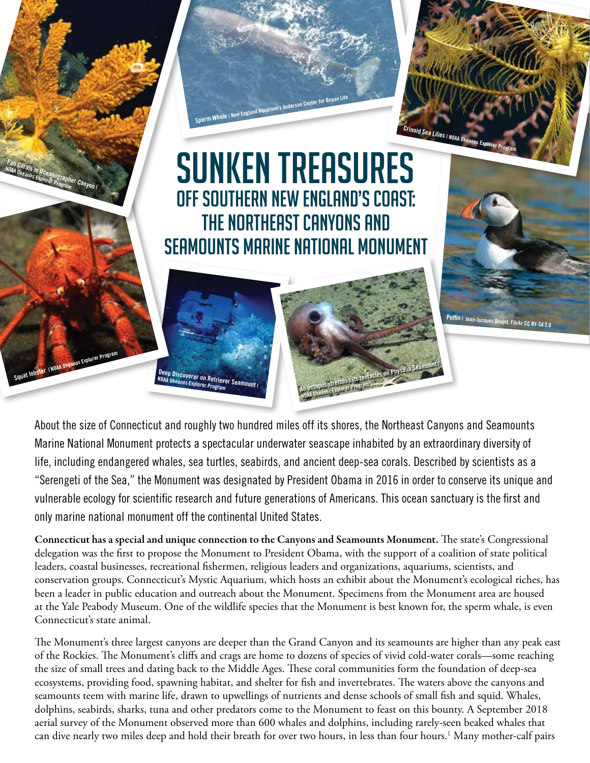# SUNKEN TREASURES

## OFF SOUTHERN NEW ENGLAND'S COAST: THE NORTHEAST CANYONS AND SEAMOUNTS MARINE NATIONAL MONUMENT

Fan Corals in Oceanographer Canyon | NOAA Okeanos Explorer Program

Sperm Whale | New England Aquarium's Anderson Center for Ocean Life

Crinoid Sea Lilies | NOAA Okeanos Explorer Program

Squat lobster | NOAA Okeanos Explorer Program

Deep Discoverer on Retriever Seamount | NOAA Okeanos Explorer Program

An octopus stretches its tentacles on Physalia Seamount | NOAA Okeanos Explorer Program

Puffin | Jean-Jacques Boujot, Flickr CC BY-SA 2.0

About the size of Connecticut and roughly two hundred miles off its shores, the Northeast Canyons and Seamounts Marine National Monument protects a spectacular underwater seascape inhabited by an extraordinary diversity of life, including endangered whales, sea turtles, seabirds, and ancient deep-sea corals. Described by scientists as a "Serengeti of the Sea," the Monument was designated by President Obama in 2016 in order to conserve its unique and vulnerable ecology for scientific research and future generations of Americans. This ocean sanctuary is the first and only marine national monument off the continental United States.

**Connecticut has a special and unique connection to the Canyons and Seamounts Monument.** The state's Congressional delegation was the first to propose the Monument to President Obama, with the support of a coalition of state political leaders, coastal businesses, recreational fishermen, religious leaders and organizations, aquariums, scientists, and conservation groups. Connecticut's Mystic Aquarium, which hosts an exhibit about the Monument's ecological riches, has been a leader in public education and outreach about the Monument. Specimens from the Monument area are housed at the Yale Peabody Museum. One of the wildlife species that the Monument is best known for, the sperm whale, is even Connecticut's state animal.

The Monument's three largest canyons are deeper than the Grand Canyon and its seamounts are higher than any peak east of the Rockies. The Monument's cliffs and crags are home to dozens of species of vivid cold-water corals—some reaching the size of small trees and dating back to the Middle Ages. These coral communities form the foundation of deep-sea ecosystems, providing food, spawning habitat, and shelter for fish and invertebrates. The waters above the canyons and seamounts teem with marine life, drawn to upwellings of nutrients and dense schools of small fish and squid. Whales, dolphins, seabirds, sharks, tuna and other predators come to the Monument to feast on this bounty. A September 2018 aerial survey of the Monument observed more than 600 whales and dolphins, including rarely-seen beaked whales that can dive nearly two miles deep and hold their breath for over two hours, in less than four hours.[1] Many mother-calf pairs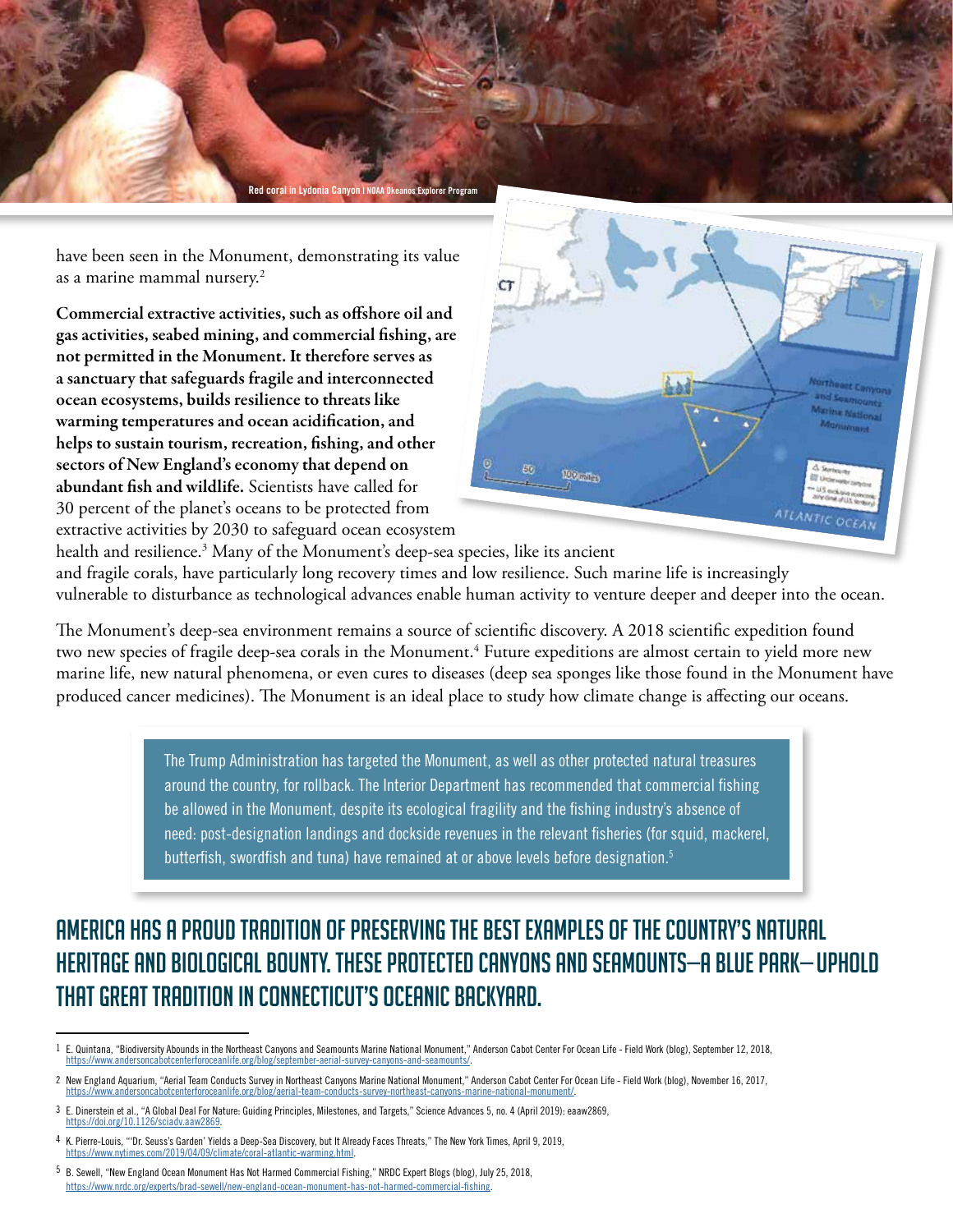Red coral in Lydonia Canyon | NOAA Okeanos Explorer Program

have been seen in the Monument, demonstrating its value as a marine mammal nursery.[2]

**Commercial extractive activities, such as offshore oil and gas activities, seabed mining, and commercial fishing, are not permitted in the Monument. It therefore serves as a sanctuary that safeguards fragile and interconnected ocean ecosystems, builds resilience to threats like warming temperatures and ocean acidification, and helps to sustain tourism, recreation, fishing, and other sectors of New England's economy that depend on abundant fish and wildlife.** Scientists have called for 30 percent of the planet's oceans to be protected from extractive activities by 2030 to safeguard ocean ecosystem health and resilience.[3] Many of the Monument's deep-sea species, like its ancient and fragile corals, have particularly long recovery times and low resilience. Such marine life is increasingly vulnerable to disturbance as technological advances enable human activity to venture deeper and deeper into the ocean.

CT

Northeast Canyons and Seamounts Marine National Monument

0 50 100 miles

Seamounts

Underwater canyons

U.S. exclusive economic zone (limit of U.S. territory)

ATLANTIC OCEAN

The Monument's deep-sea environment remains a source of scientific discovery. A 2018 scientific expedition found two new species of fragile deep-sea corals in the Monument.[4] Future expeditions are almost certain to yield more new marine life, new natural phenomena, or even cures to diseases (deep sea sponges like those found in the Monument have produced cancer medicines). The Monument is an ideal place to study how climate change is affecting our oceans.

> The Trump Administration has targeted the Monument, as well as other protected natural treasures around the country, for rollback. The Interior Department has recommended that commercial fishing be allowed in the Monument, despite its ecological fragility and the fishing industry's absence of need: post-designation landings and dockside revenues in the relevant fisheries (for squid, mackerel, butterfish, swordfish and tuna) have remained at or above levels before designation.[5]

## AMERICA HAS A PROUD TRADITION OF PRESERVING THE BEST EXAMPLES OF THE COUNTRY'S NATURAL HERITAGE AND BIOLOGICAL BOUNTY. THESE PROTECTED CANYONS AND SEAMOUNTS—A BLUE PARK—UPHOLD THAT GREAT TRADITION IN CONNECTICUT'S OCEANIC BACKYARD.

---

1 E. Quintana, "Biodiversity Abounds in the Northeast Canyons and Seamounts Marine National Monument," Anderson Cabot Center For Ocean Life - Field Work (blog), September 12, 2018, https://www.andersoncabotcenterforoceanlife.org/blog/september-aerial-survey-canyons-and-seamounts/.

2 New England Aquarium, "Aerial Team Conducts Survey in Northeast Canyons Marine National Monument," Anderson Cabot Center For Ocean Life - Field Work (blog), November 16, 2017, https://www.andersoncabotcenterforoceanlife.org/blog/aerial-team-conducts-survey-northeast-canyons-marine-national-monument/.

3 E. Dinerstein et al., "A Global Deal For Nature: Guiding Principles, Milestones, and Targets," Science Advances 5, no. 4 (April 2019): eaaw2869, https://doi.org/10.1126/sciadv.aaw2869.

4 K. Pierre-Louis, "'Dr. Seuss's Garden' Yields a Deep-Sea Discovery, but It Already Faces Threats," The New York Times, April 9, 2019, https://www.nytimes.com/2019/04/09/climate/coral-atlantic-warming.html.

5 B. Sewell, "New England Ocean Monument Has Not Harmed Commercial Fishing," NRDC Expert Blogs (blog), July 25, 2018, https://www.nrdc.org/experts/brad-sewell/new-england-ocean-monument-has-not-harmed-commercial-fishing.